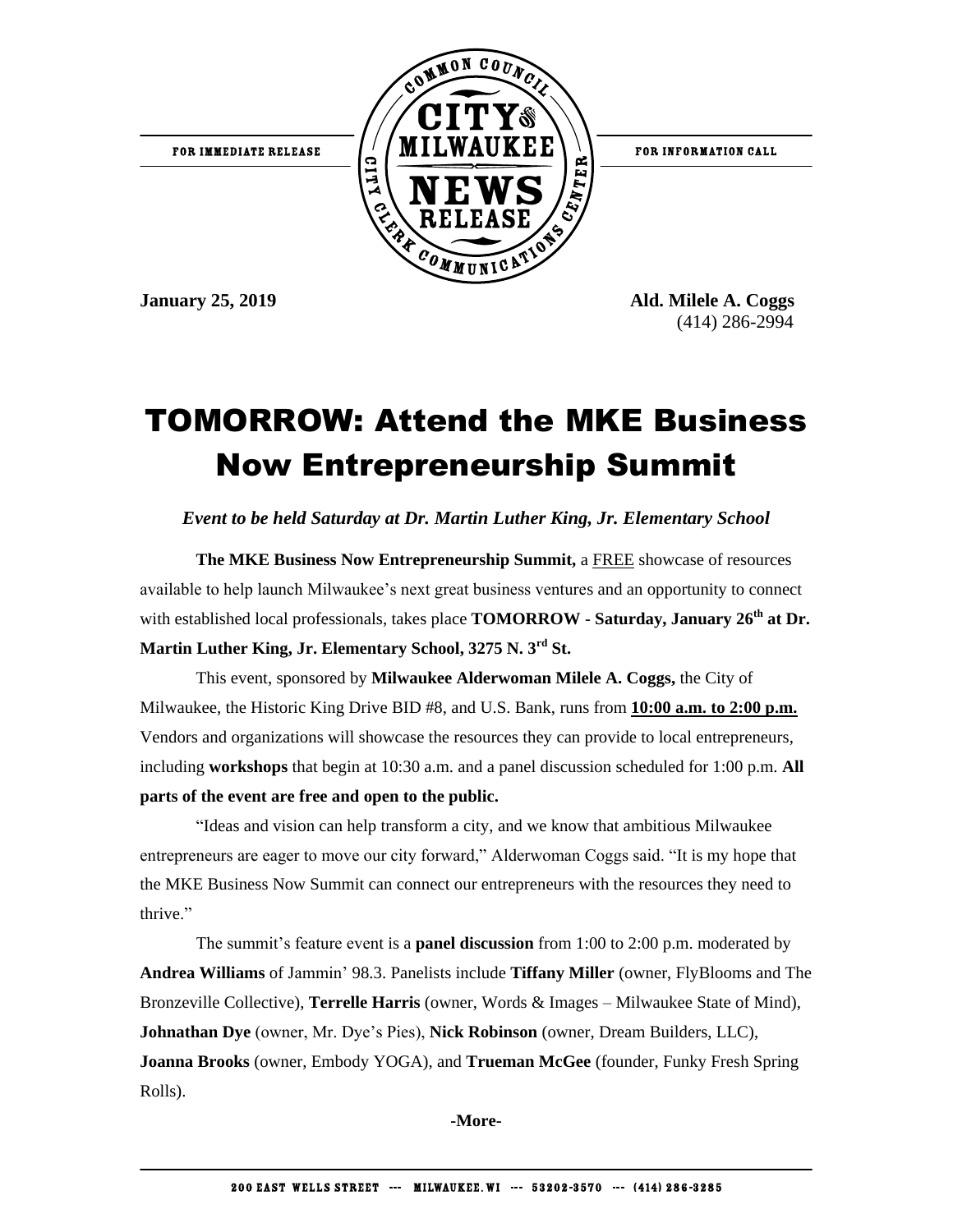FOR IMMEDIATE RELEASE

COMMON COUNCIL CITY OF MILWAUKEE NEWS RELEASE — CITY CLERK COMMUNICATIONS CENTER

FOR INFORMATION CALL

**January 25, 2019**

**Ald. Milele A. Coggs**
(414) 286-2994

# TOMORROW: Attend the MKE Business Now Entrepreneurship Summit

***Event to be held Saturday at Dr. Martin Luther King, Jr. Elementary School***

**The MKE Business Now Entrepreneurship Summit,** a FREE showcase of resources available to help launch Milwaukee's next great business ventures and an opportunity to connect with established local professionals, takes place **TOMORROW** - **Saturday, January 26th at Dr. Martin Luther King, Jr. Elementary School, 3275 N. 3rd St.**

This event, sponsored by **Milwaukee Alderwoman Milele A. Coggs,** the City of Milwaukee, the Historic King Drive BID #8, and U.S. Bank, runs from **10:00 a.m. to 2:00 p.m.** Vendors and organizations will showcase the resources they can provide to local entrepreneurs, including **workshops** that begin at 10:30 a.m. and a panel discussion scheduled for 1:00 p.m. **All parts of the event are free and open to the public.**

"Ideas and vision can help transform a city, and we know that ambitious Milwaukee entrepreneurs are eager to move our city forward," Alderwoman Coggs said. "It is my hope that the MKE Business Now Summit can connect our entrepreneurs with the resources they need to thrive."

The summit's feature event is a **panel discussion** from 1:00 to 2:00 p.m. moderated by **Andrea Williams** of Jammin' 98.3. Panelists include **Tiffany Miller** (owner, FlyBlooms and The Bronzeville Collective), **Terrelle Harris** (owner, Words & Images – Milwaukee State of Mind), **Johnathan Dye** (owner, Mr. Dye's Pies), **Nick Robinson** (owner, Dream Builders, LLC), **Joanna Brooks** (owner, Embody YOGA), and **Trueman McGee** (founder, Funky Fresh Spring Rolls).

-More-

200 EAST WELLS STREET --- MILWAUKEE, WI --- 53202-3570 --- (414) 286-3285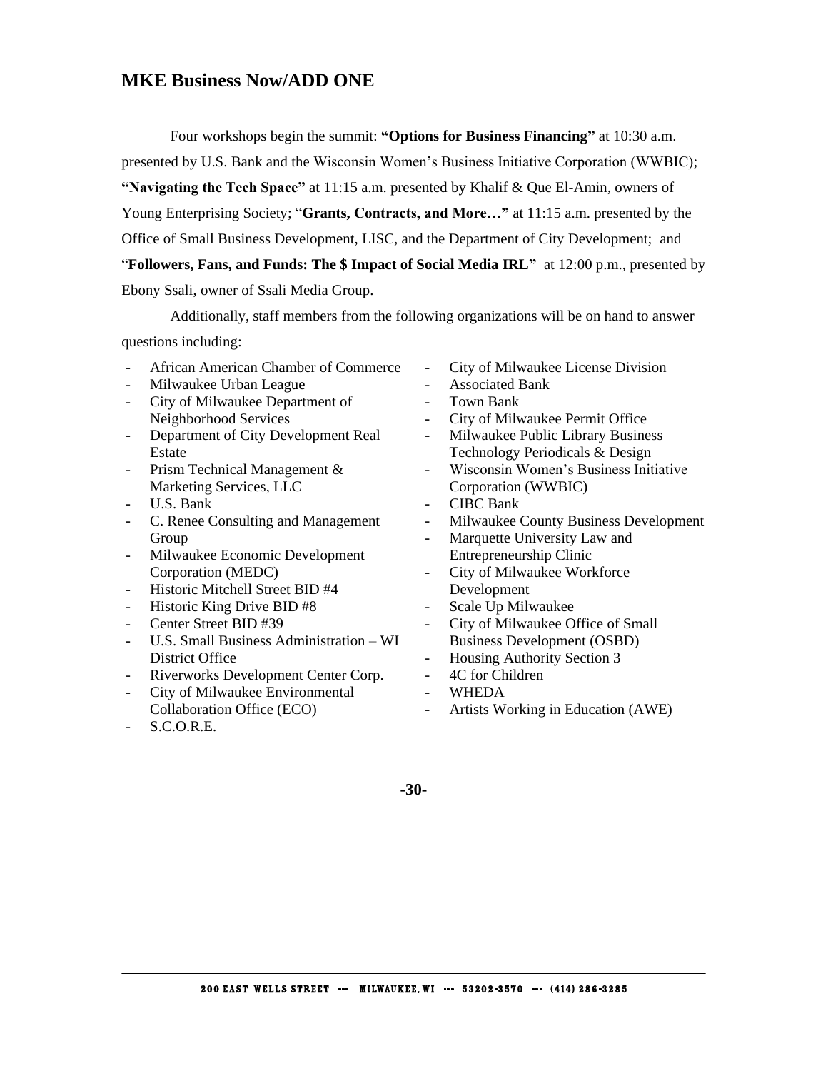## MKE Business Now/ADD ONE

Four workshops begin the summit: **"Options for Business Financing"** at 10:30 a.m. presented by U.S. Bank and the Wisconsin Women's Business Initiative Corporation (WWBIC); **"Navigating the Tech Space"** at 11:15 a.m. presented by Khalif & Que El-Amin, owners of Young Enterprising Society; "**Grants, Contracts, and More…"** at 11:15 a.m. presented by the Office of Small Business Development, LISC, and the Department of City Development; and "**Followers, Fans, and Funds: The $ Impact of Social Media IRL"** at 12:00 p.m., presented by Ebony Ssali, owner of Ssali Media Group.

Additionally, staff members from the following organizations will be on hand to answer questions including:

- African American Chamber of Commerce
- Milwaukee Urban League
- City of Milwaukee Department of Neighborhood Services
- Department of City Development Real Estate
- Prism Technical Management & Marketing Services, LLC
- U.S. Bank
- C. Renee Consulting and Management Group
- Milwaukee Economic Development Corporation (MEDC)
- Historic Mitchell Street BID #4
- Historic King Drive BID #8
- Center Street BID #39
- U.S. Small Business Administration – WI District Office
- Riverworks Development Center Corp.
- City of Milwaukee Environmental Collaboration Office (ECO)
- S.C.O.R.E.
- City of Milwaukee License Division
- Associated Bank
- Town Bank
- City of Milwaukee Permit Office
- Milwaukee Public Library Business Technology Periodicals & Design
- Wisconsin Women's Business Initiative Corporation (WWBIC)
- CIBC Bank
- Milwaukee County Business Development
- Marquette University Law and Entrepreneurship Clinic
- City of Milwaukee Workforce Development
- Scale Up Milwaukee
- City of Milwaukee Office of Small Business Development (OSBD)
- Housing Authority Section 3
- 4C for Children
- WHEDA
- Artists Working in Education (AWE)

**-30-**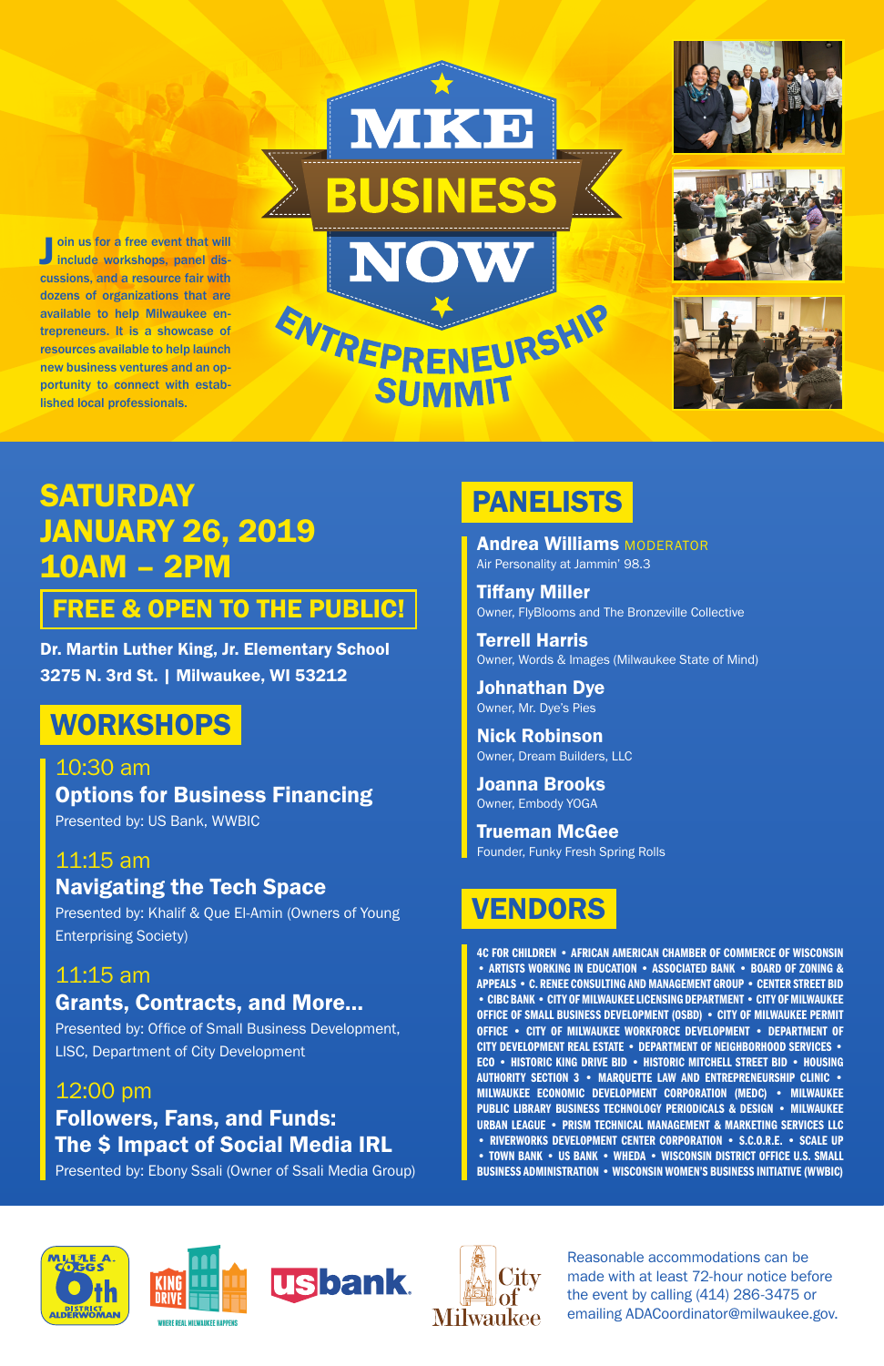# MKE BUSINESS NOW

## ENTREPRENEURSHIP SUMMIT

Join us for a free event that will include workshops, panel discussions, and a resource fair with dozens of organizations that are available to help Milwaukee entrepreneurs. It is a showcase of resources available to help launch new business ventures and an opportunity to connect with established local professionals.

## SATURDAY JANUARY 26, 2019 10AM – 2PM

**FREE & OPEN TO THE PUBLIC!**

**Dr. Martin Luther King, Jr. Elementary School**
**3275 N. 3rd St. | Milwaukee, WI 53212**

## WORKSHOPS

10:30 am
**Options for Business Financing**
Presented by: US Bank, WWBIC

11:15 am
**Navigating the Tech Space**
Presented by: Khalif & Que El-Amin (Owners of Young Enterprising Society)

11:15 am
**Grants, Contracts, and More...**
Presented by: Office of Small Business Development, LISC, Department of City Development

12:00 pm
**Followers, Fans, and Funds: The $ Impact of Social Media IRL**
Presented by: Ebony Ssali (Owner of Ssali Media Group)

## PANELISTS

**Andrea Williams** MODERATOR
Air Personality at Jammin' 98.3

**Tiffany Miller**
Owner, FlyBlooms and The Bronzeville Collective

**Terrell Harris**
Owner, Words & Images (Milwaukee State of Mind)

**Johnathan Dye**
Owner, Mr. Dye's Pies

**Nick Robinson**
Owner, Dream Builders, LLC

**Joanna Brooks**
Owner, Embody YOGA

**Trueman McGee**
Founder, Funky Fresh Spring Rolls

## VENDORS

4C FOR CHILDREN • AFRICAN AMERICAN CHAMBER OF COMMERCE OF WISCONSIN • ARTISTS WORKING IN EDUCATION • ASSOCIATED BANK • BOARD OF ZONING & APPEALS • C. RENEE CONSULTING AND MANAGEMENT GROUP • CENTER STREET BID • CIBC BANK • CITY OF MILWAUKEE LICENSING DEPARTMENT • CITY OF MILWAUKEE OFFICE OF SMALL BUSINESS DEVELOPMENT (OSBD) • CITY OF MILWAUKEE PERMIT OFFICE • CITY OF MILWAUKEE WORKFORCE DEVELOPMENT • DEPARTMENT OF CITY DEVELOPMENT REAL ESTATE • DEPARTMENT OF NEIGHBORHOOD SERVICES • ECO • HISTORIC KING DRIVE BID • HISTORIC MITCHELL STREET BID • HOUSING AUTHORITY SECTION 3 • MARQUETTE LAW AND ENTREPRENEURSHIP CLINIC • MILWAUKEE ECONOMIC DEVELOPMENT CORPORATION (MEDC) • MILWAUKEE PUBLIC LIBRARY BUSINESS TECHNOLOGY PERIODICALS & DESIGN • MILWAUKEE URBAN LEAGUE • PRISM TECHNICAL MANAGEMENT & MARKETING SERVICES LLC • RIVERWORKS DEVELOPMENT CENTER CORPORATION • S.C.O.R.E. • SCALE UP • TOWN BANK • US BANK • WHEDA • WISCONSIN DISTRICT OFFICE U.S. SMALL BUSINESS ADMINISTRATION • WISCONSIN WOMEN'S BUSINESS INITIATIVE (WWBIC)

MILELE A. COGGS 6th DISTRICT ALDERWOMAN

KING DRIVE — WHERE REAL MILWAUKEE HAPPENS

usbank

City of Milwaukee

Reasonable accommodations can be made with at least 72-hour notice before the event by calling (414) 286-3475 or emailing ADACoordinator@milwaukee.gov.